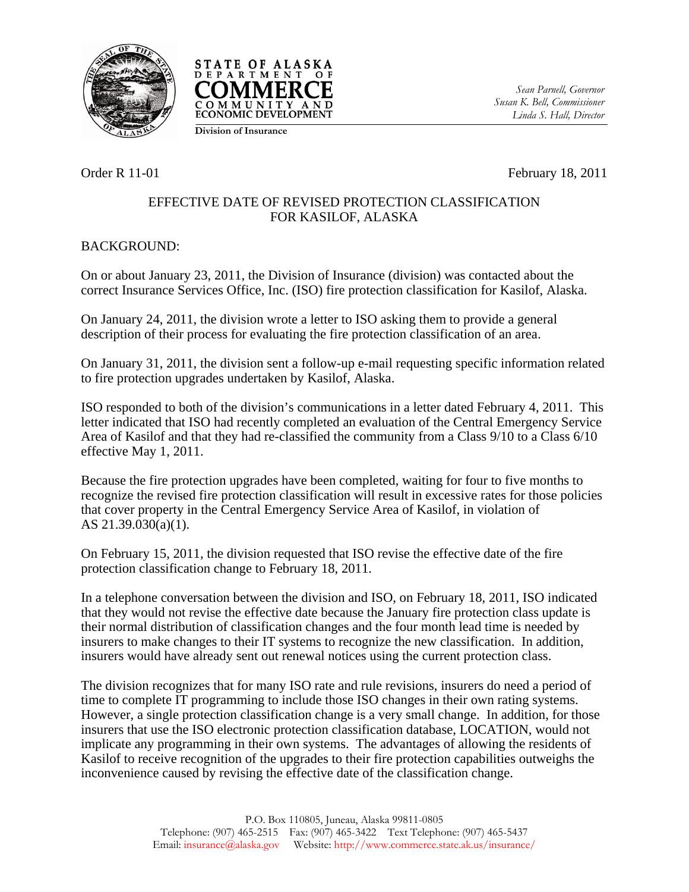**STATE OF ALASKA**
**DEPARTMENT OF COMMERCE COMMUNITY AND ECONOMIC DEVELOPMENT**
**Division of Insurance**

*Sean Parnell, Governor*
*Susan K. Bell, Commissioner*
*Linda S. Hall, Director*

Order R 11-01

February 18, 2011

EFFECTIVE DATE OF REVISED PROTECTION CLASSIFICATION FOR KASILOF, ALASKA

BACKGROUND:

On or about January 23, 2011, the Division of Insurance (division) was contacted about the correct Insurance Services Office, Inc. (ISO) fire protection classification for Kasilof, Alaska.

On January 24, 2011, the division wrote a letter to ISO asking them to provide a general description of their process for evaluating the fire protection classification of an area.

On January 31, 2011, the division sent a follow-up e-mail requesting specific information related to fire protection upgrades undertaken by Kasilof, Alaska.

ISO responded to both of the division's communications in a letter dated February 4, 2011. This letter indicated that ISO had recently completed an evaluation of the Central Emergency Service Area of Kasilof and that they had re-classified the community from a Class 9/10 to a Class 6/10 effective May 1, 2011.

Because the fire protection upgrades have been completed, waiting for four to five months to recognize the revised fire protection classification will result in excessive rates for those policies that cover property in the Central Emergency Service Area of Kasilof, in violation of AS 21.39.030(a)(1).

On February 15, 2011, the division requested that ISO revise the effective date of the fire protection classification change to February 18, 2011.

In a telephone conversation between the division and ISO, on February 18, 2011, ISO indicated that they would not revise the effective date because the January fire protection class update is their normal distribution of classification changes and the four month lead time is needed by insurers to make changes to their IT systems to recognize the new classification. In addition, insurers would have already sent out renewal notices using the current protection class.

The division recognizes that for many ISO rate and rule revisions, insurers do need a period of time to complete IT programming to include those ISO changes in their own rating systems. However, a single protection classification change is a very small change. In addition, for those insurers that use the ISO electronic protection classification database, LOCATION, would not implicate any programming in their own systems. The advantages of allowing the residents of Kasilof to receive recognition of the upgrades to their fire protection capabilities outweighs the inconvenience caused by revising the effective date of the classification change.

P.O. Box 110805, Juneau, Alaska 99811-0805
Telephone: (907) 465-2515 Fax: (907) 465-3422 Text Telephone: (907) 465-5437
Email: insurance@alaska.gov Website: http://www.commerce.state.ak.us/insurance/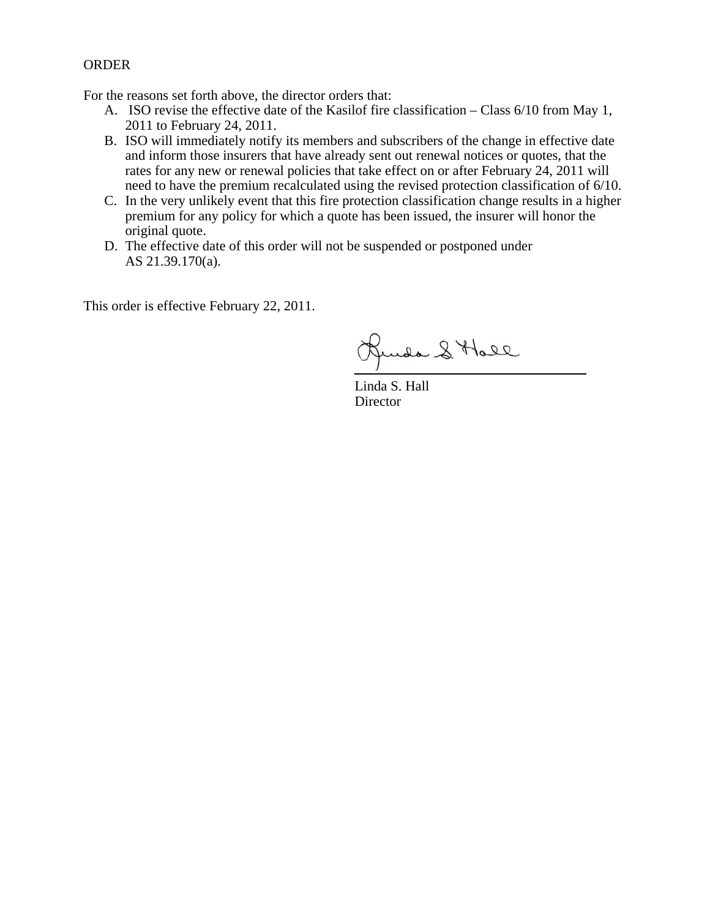ORDER

For the reasons set forth above, the director orders that:

A. ISO revise the effective date of the Kasilof fire classification – Class 6/10 from May 1, 2011 to February 24, 2011.
B. ISO will immediately notify its members and subscribers of the change in effective date and inform those insurers that have already sent out renewal notices or quotes, that the rates for any new or renewal policies that take effect on or after February 24, 2011 will need to have the premium recalculated using the revised protection classification of 6/10.
C. In the very unlikely event that this fire protection classification change results in a higher premium for any policy for which a quote has been issued, the insurer will honor the original quote.
D. The effective date of this order will not be suspended or postponed under AS 21.39.170(a).

This order is effective February 22, 2011.

Linda S. Hall
Director